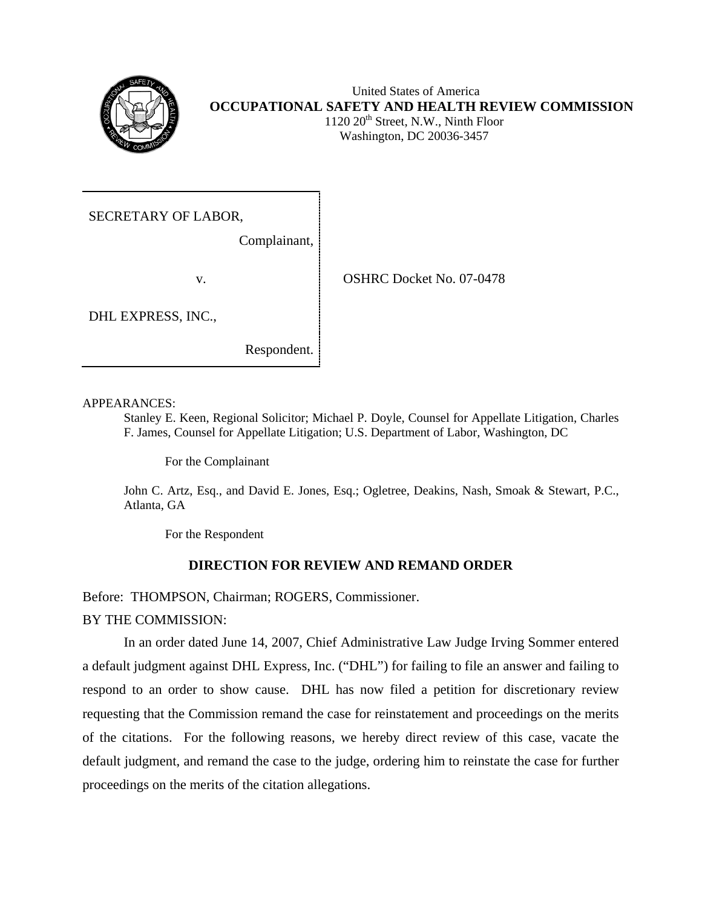United States of America
**OCCUPATIONAL SAFETY AND HEALTH REVIEW COMMISSION**
1120 20th Street, N.W., Ninth Floor
Washington, DC 20036-3457

SECRETARY OF LABOR,

Complainant,

v.

DHL EXPRESS, INC.,

Respondent.

OSHRC Docket No. 07-0478

APPEARANCES:

Stanley E. Keen, Regional Solicitor; Michael P. Doyle, Counsel for Appellate Litigation, Charles F. James, Counsel for Appellate Litigation; U.S. Department of Labor, Washington, DC

For the Complainant

John C. Artz, Esq., and David E. Jones, Esq.; Ogletree, Deakins, Nash, Smoak & Stewart, P.C., Atlanta, GA

For the Respondent

**DIRECTION FOR REVIEW AND REMAND ORDER**

Before: THOMPSON, Chairman; ROGERS, Commissioner.

BY THE COMMISSION:

In an order dated June 14, 2007, Chief Administrative Law Judge Irving Sommer entered a default judgment against DHL Express, Inc. ("DHL") for failing to file an answer and failing to respond to an order to show cause. DHL has now filed a petition for discretionary review requesting that the Commission remand the case for reinstatement and proceedings on the merits of the citations. For the following reasons, we hereby direct review of this case, vacate the default judgment, and remand the case to the judge, ordering him to reinstate the case for further proceedings on the merits of the citation allegations.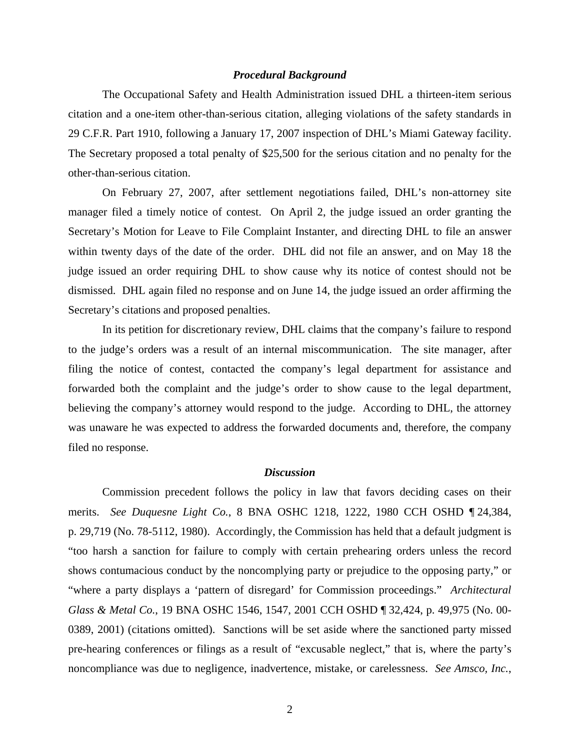### *Procedural Background*

The Occupational Safety and Health Administration issued DHL a thirteen-item serious citation and a one-item other-than-serious citation, alleging violations of the safety standards in 29 C.F.R. Part 1910, following a January 17, 2007 inspection of DHL's Miami Gateway facility. The Secretary proposed a total penalty of $25,500 for the serious citation and no penalty for the other-than-serious citation.

On February 27, 2007, after settlement negotiations failed, DHL's non-attorney site manager filed a timely notice of contest. On April 2, the judge issued an order granting the Secretary's Motion for Leave to File Complaint Instanter, and directing DHL to file an answer within twenty days of the date of the order. DHL did not file an answer, and on May 18 the judge issued an order requiring DHL to show cause why its notice of contest should not be dismissed. DHL again filed no response and on June 14, the judge issued an order affirming the Secretary's citations and proposed penalties.

In its petition for discretionary review, DHL claims that the company's failure to respond to the judge's orders was a result of an internal miscommunication. The site manager, after filing the notice of contest, contacted the company's legal department for assistance and forwarded both the complaint and the judge's order to show cause to the legal department, believing the company's attorney would respond to the judge. According to DHL, the attorney was unaware he was expected to address the forwarded documents and, therefore, the company filed no response.

### *Discussion*

Commission precedent follows the policy in law that favors deciding cases on their merits. *See Duquesne Light Co.*, 8 BNA OSHC 1218, 1222, 1980 CCH OSHD ¶ 24,384, p. 29,719 (No. 78-5112, 1980). Accordingly, the Commission has held that a default judgment is "too harsh a sanction for failure to comply with certain prehearing orders unless the record shows contumacious conduct by the noncomplying party or prejudice to the opposing party," or "where a party displays a 'pattern of disregard' for Commission proceedings." *Architectural Glass & Metal Co.*, 19 BNA OSHC 1546, 1547, 2001 CCH OSHD ¶ 32,424, p. 49,975 (No. 00-0389, 2001) (citations omitted). Sanctions will be set aside where the sanctioned party missed pre-hearing conferences or filings as a result of "excusable neglect," that is, where the party's noncompliance was due to negligence, inadvertence, mistake, or carelessness. *See Amsco, Inc.*,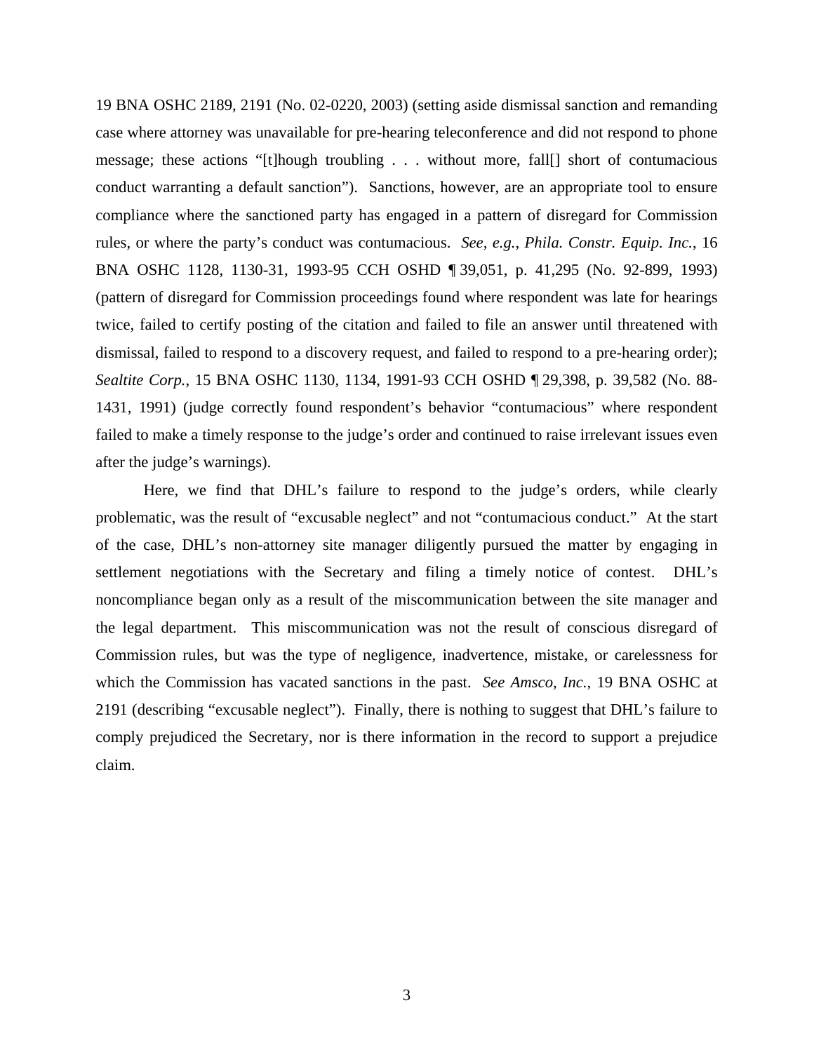19 BNA OSHC 2189, 2191 (No. 02-0220, 2003) (setting aside dismissal sanction and remanding case where attorney was unavailable for pre-hearing teleconference and did not respond to phone message; these actions "[t]hough troubling . . . without more, fall[] short of contumacious conduct warranting a default sanction"). Sanctions, however, are an appropriate tool to ensure compliance where the sanctioned party has engaged in a pattern of disregard for Commission rules, or where the party's conduct was contumacious. *See, e.g.*, *Phila. Constr. Equip. Inc.*, 16 BNA OSHC 1128, 1130-31, 1993-95 CCH OSHD ¶ 39,051, p. 41,295 (No. 92-899, 1993) (pattern of disregard for Commission proceedings found where respondent was late for hearings twice, failed to certify posting of the citation and failed to file an answer until threatened with dismissal, failed to respond to a discovery request, and failed to respond to a pre-hearing order); *Sealtite Corp.*, 15 BNA OSHC 1130, 1134, 1991-93 CCH OSHD ¶ 29,398, p. 39,582 (No. 88-1431, 1991) (judge correctly found respondent's behavior "contumacious" where respondent failed to make a timely response to the judge's order and continued to raise irrelevant issues even after the judge's warnings).

Here, we find that DHL's failure to respond to the judge's orders, while clearly problematic, was the result of "excusable neglect" and not "contumacious conduct." At the start of the case, DHL's non-attorney site manager diligently pursued the matter by engaging in settlement negotiations with the Secretary and filing a timely notice of contest. DHL's noncompliance began only as a result of the miscommunication between the site manager and the legal department. This miscommunication was not the result of conscious disregard of Commission rules, but was the type of negligence, inadvertence, mistake, or carelessness for which the Commission has vacated sanctions in the past. *See Amsco, Inc.*, 19 BNA OSHC at 2191 (describing "excusable neglect"). Finally, there is nothing to suggest that DHL's failure to comply prejudiced the Secretary, nor is there information in the record to support a prejudice claim.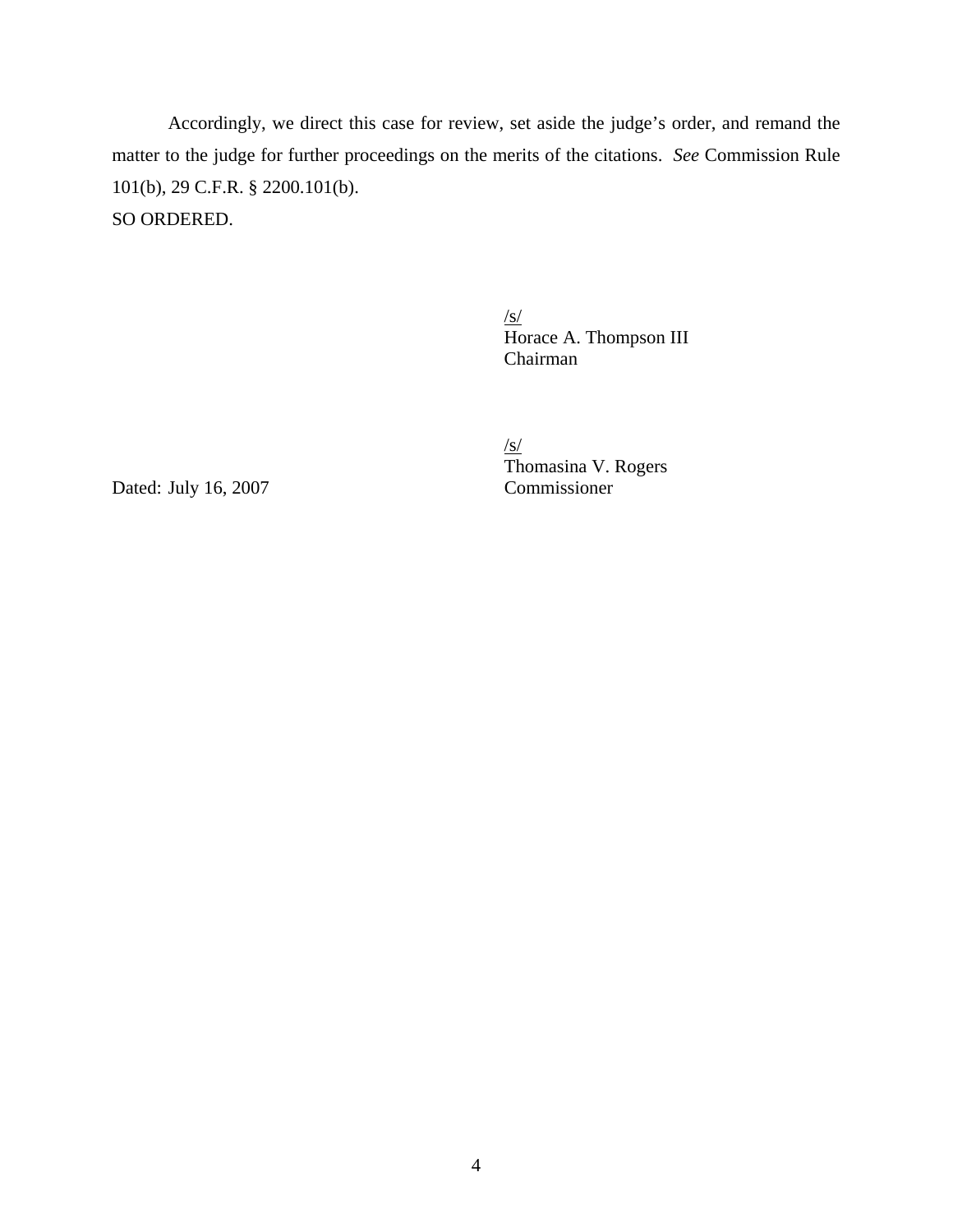Accordingly, we direct this case for review, set aside the judge's order, and remand the matter to the judge for further proceedings on the merits of the citations. *See* Commission Rule 101(b), 29 C.F.R. § 2200.101(b).

SO ORDERED.

/s/
Horace A. Thompson III
Chairman

/s/
Thomasina V. Rogers
Commissioner

Dated: July 16, 2007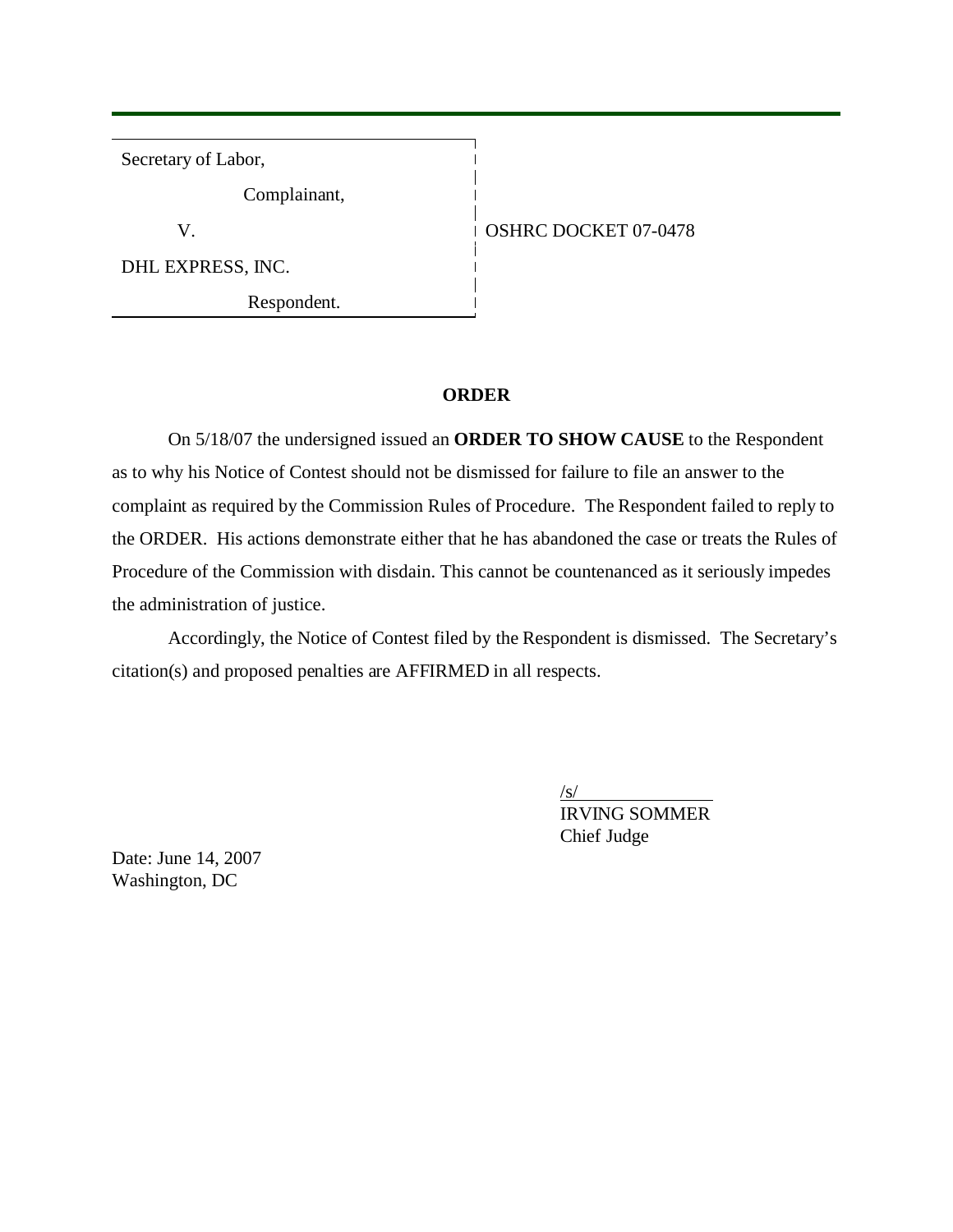| | |
|---|---|
| Secretary of Labor, | |
| Complainant, | |
| V. | OSHRC DOCKET 07-0478 |
| DHL EXPRESS, INC. | |
| Respondent. | |

**ORDER**

On 5/18/07 the undersigned issued an **ORDER TO SHOW CAUSE** to the Respondent as to why his Notice of Contest should not be dismissed for failure to file an answer to the complaint as required by the Commission Rules of Procedure. The Respondent failed to reply to the ORDER. His actions demonstrate either that he has abandoned the case or treats the Rules of Procedure of the Commission with disdain. This cannot be countenanced as it seriously impedes the administration of justice.

Accordingly, the Notice of Contest filed by the Respondent is dismissed. The Secretary's citation(s) and proposed penalties are AFFIRMED in all respects.

/s/
IRVING SOMMER
Chief Judge

Date: June 14, 2007
Washington, DC